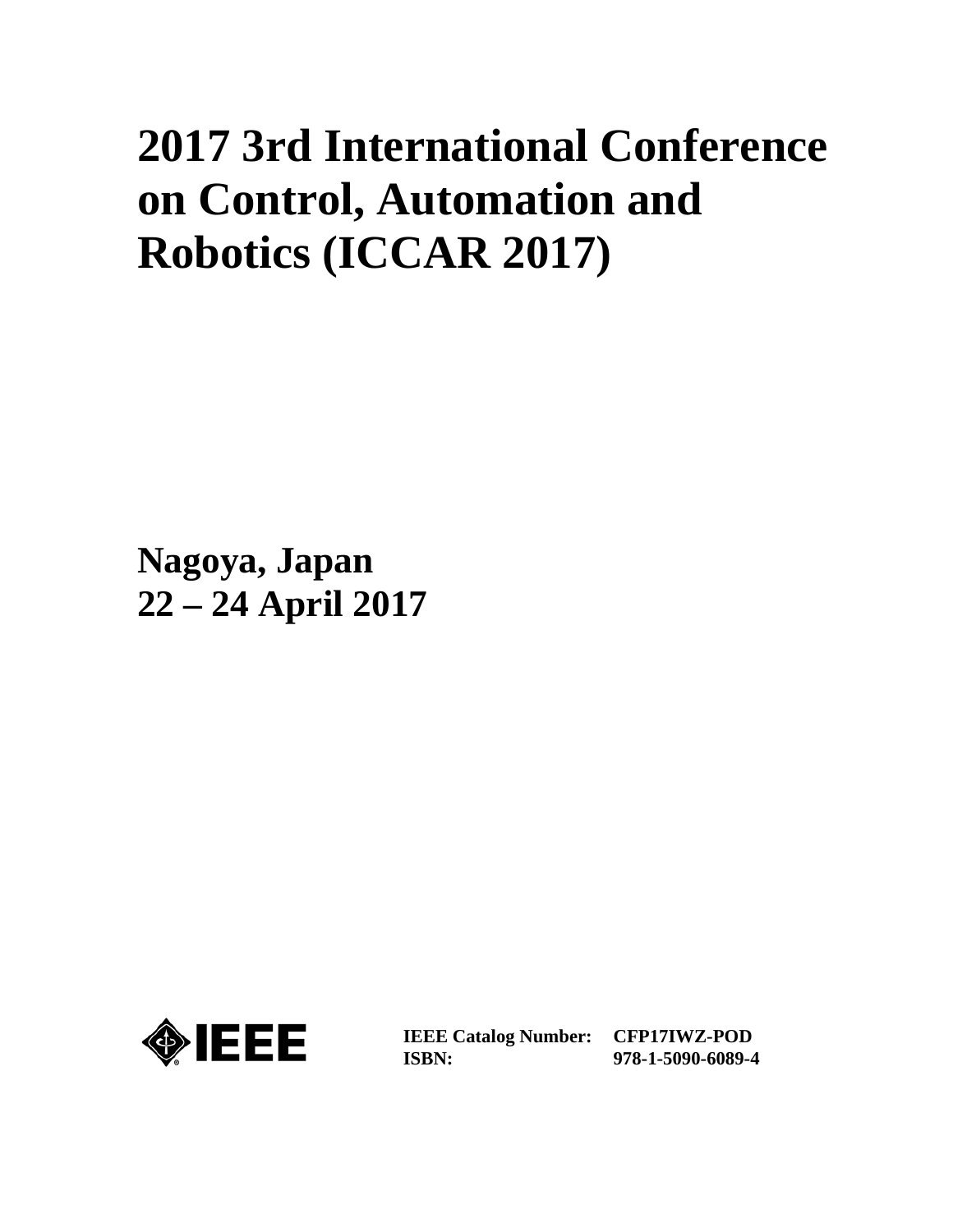# 2017 3rd International Conference on Control, Automation and Robotics (ICCAR 2017)

**Nagoya, Japan**
**22 – 24 April 2017**

IEEE

| | |
|---|---|
| **IEEE Catalog Number:** | **CFP17IWZ-POD** |
| **ISBN:** | **978-1-5090-6089-4** |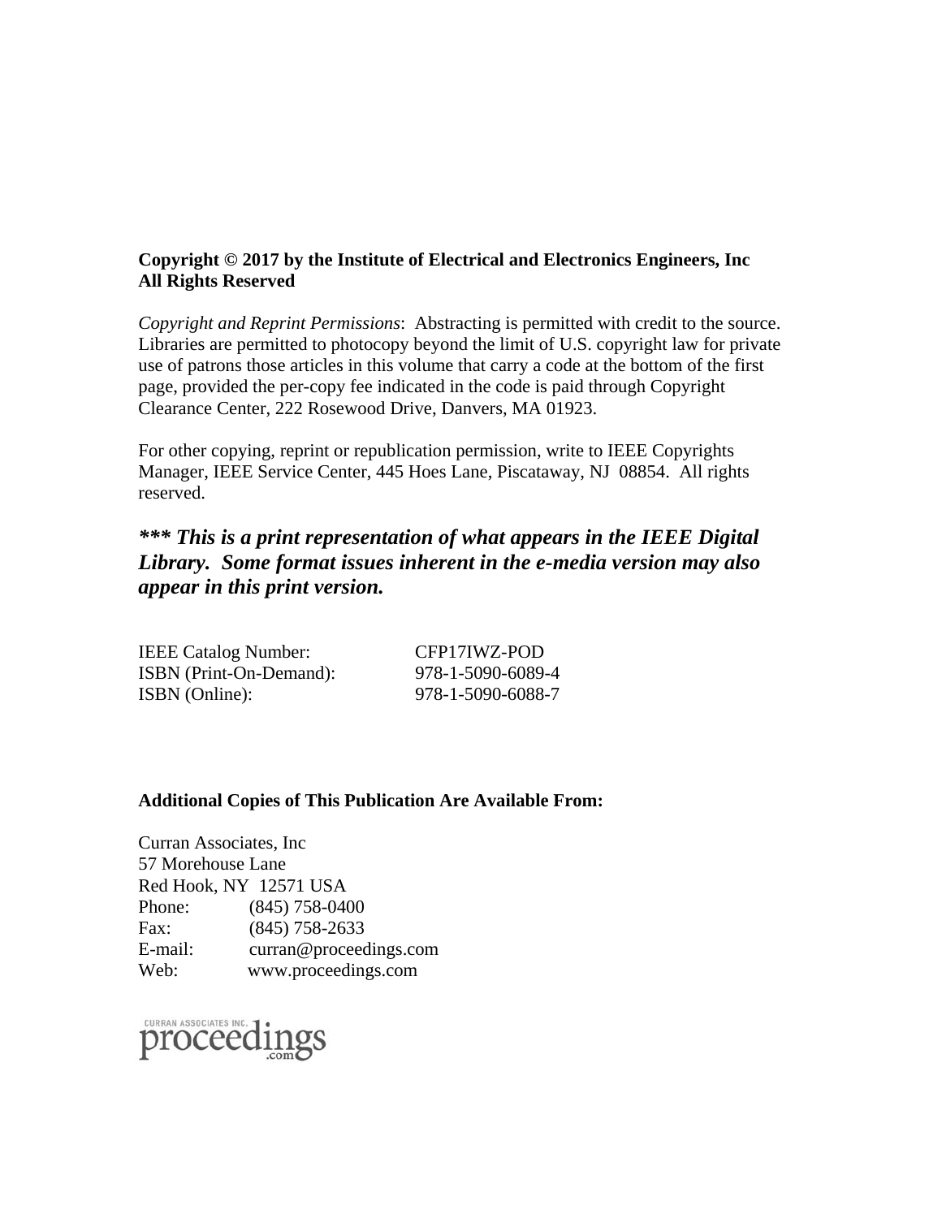**Copyright © 2017 by the Institute of Electrical and Electronics Engineers, Inc**
**All Rights Reserved**

*Copyright and Reprint Permissions*: Abstracting is permitted with credit to the source. Libraries are permitted to photocopy beyond the limit of U.S. copyright law for private use of patrons those articles in this volume that carry a code at the bottom of the first page, provided the per-copy fee indicated in the code is paid through Copyright Clearance Center, 222 Rosewood Drive, Danvers, MA 01923.

For other copying, reprint or republication permission, write to IEEE Copyrights Manager, IEEE Service Center, 445 Hoes Lane, Piscataway, NJ 08854. All rights reserved.

***\*\*\* This is a print representation of what appears in the IEEE Digital Library. Some format issues inherent in the e-media version may also appear in this print version.***

| | |
|---|---|
| IEEE Catalog Number: | CFP17IWZ-POD |
| ISBN (Print-On-Demand): | 978-1-5090-6089-4 |
| ISBN (Online): | 978-1-5090-6088-7 |

**Additional Copies of This Publication Are Available From:**

Curran Associates, Inc
57 Morehouse Lane
Red Hook, NY 12571 USA
Phone: (845) 758-0400
Fax: (845) 758-2633
E-mail: curran@proceedings.com
Web: www.proceedings.com

CURRAN ASSOCIATES INC. proceedings.com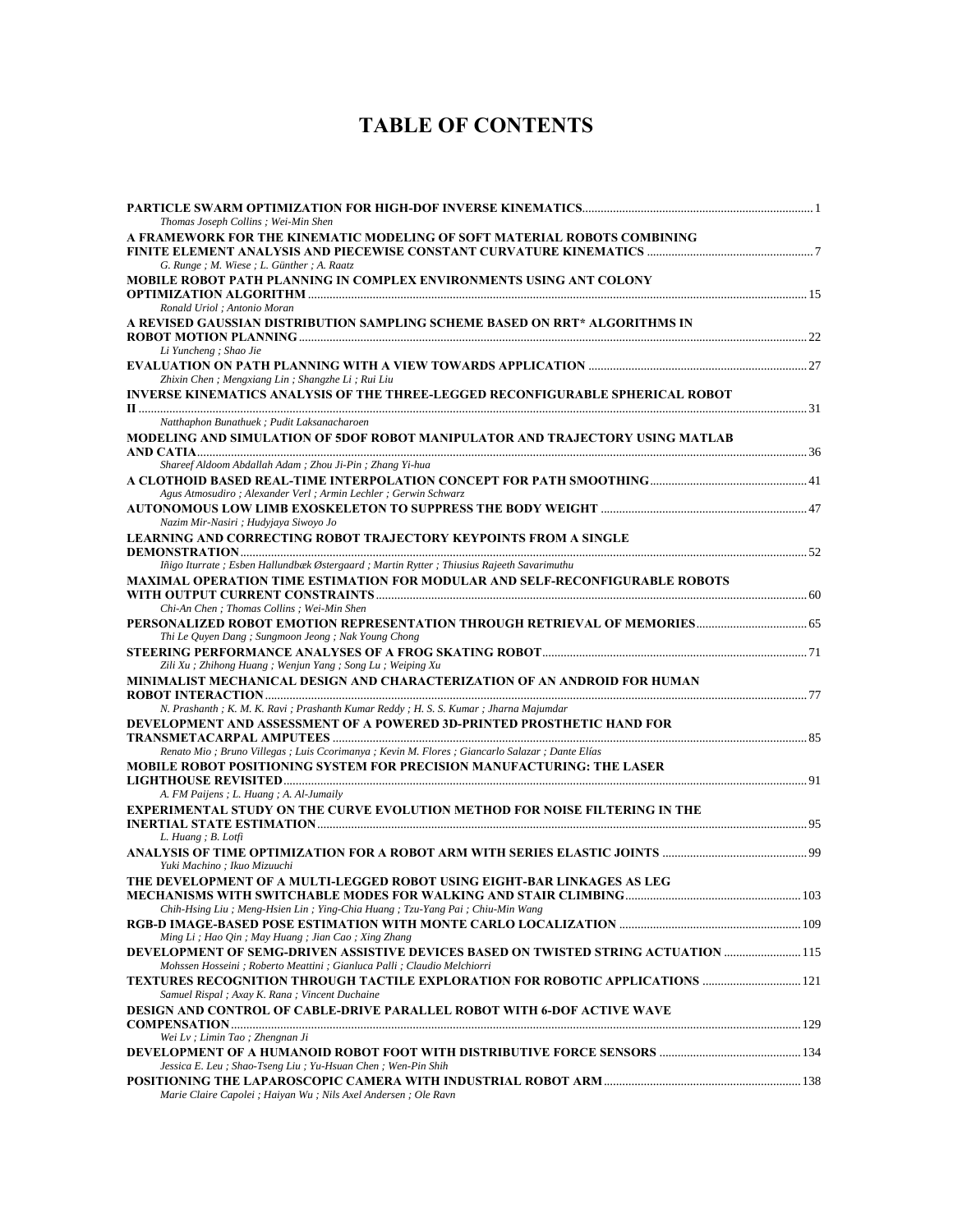# TABLE OF CONTENTS

**PARTICLE SWARM OPTIMIZATION FOR HIGH-DOF INVERSE KINEMATICS** .......... 1
*Thomas Joseph Collins ; Wei-Min Shen*

**A FRAMEWORK FOR THE KINEMATIC MODELING OF SOFT MATERIAL ROBOTS COMBINING FINITE ELEMENT ANALYSIS AND PIECEWISE CONSTANT CURVATURE KINEMATICS** .......... 7
*G. Runge ; M. Wiese ; L. Günther ; A. Raatz*

**MOBILE ROBOT PATH PLANNING IN COMPLEX ENVIRONMENTS USING ANT COLONY OPTIMIZATION ALGORITHM** .......... 15
*Ronald Uriol ; Antonio Moran*

**A REVISED GAUSSIAN DISTRIBUTION SAMPLING SCHEME BASED ON RRT* ALGORITHMS IN ROBOT MOTION PLANNING** .......... 22
*Li Yuncheng ; Shao Jie*

**EVALUATION ON PATH PLANNING WITH A VIEW TOWARDS APPLICATION** .......... 27
*Zhixin Chen ; Mengxiang Lin ; Shangzhe Li ; Rui Liu*

**INVERSE KINEMATICS ANALYSIS OF THE THREE-LEGGED RECONFIGURABLE SPHERICAL ROBOT II** .......... 31
*Natthaphon Bunathuek ; Pudit Laksanacharoen*

**MODELING AND SIMULATION OF 5DOF ROBOT MANIPULATOR AND TRAJECTORY USING MATLAB AND CATIA** .......... 36
*Shareef Aldoom Abdallah Adam ; Zhou Ji-Pin ; Zhang Yi-hua*

**A CLOTHOID BASED REAL-TIME INTERPOLATION CONCEPT FOR PATH SMOOTHING** .......... 41
*Agus Atmosudiro ; Alexander Verl ; Armin Lechler ; Gerwin Schwarz*

**AUTONOMOUS LOW LIMB EXOSKELETON TO SUPPRESS THE BODY WEIGHT** .......... 47
*Nazim Mir-Nasiri ; Hudyjaya Siswoyo Jo*

**LEARNING AND CORRECTING ROBOT TRAJECTORY KEYPOINTS FROM A SINGLE DEMONSTRATION** .......... 52
*Iñigo Iturrate ; Esben Hallundbæk Østergaard ; Martin Rytter ; Thiusius Rajeeth Savarimuthu*

**MAXIMAL OPERATION TIME ESTIMATION FOR MODULAR AND SELF-RECONFIGURABLE ROBOTS WITH OUTPUT CURRENT CONSTRAINTS** .......... 60
*Chi-An Chen ; Thomas Collins ; Wei-Min Shen*

**PERSONALIZED ROBOT EMOTION REPRESENTATION THROUGH RETRIEVAL OF MEMORIES** .......... 65
*Thi Le Quyen Dang ; Sungmoon Jeong ; Nak Young Chong*

**STEERING PERFORMANCE ANALYSES OF A FROG SKATING ROBOT** .......... 71
*Zili Xu ; Zhihong Huang ; Wenjun Yang ; Song Lu ; Weiping Xu*

**MINIMALIST MECHANICAL DESIGN AND CHARACTERIZATION OF AN ANDROID FOR HUMAN ROBOT INTERACTION** .......... 77
*N. Prashanth ; K. M. K. Ravi ; Prashanth Kumar Reddy ; H. S. S. Kumar ; Jharna Majumdar*

**DEVELOPMENT AND ASSESSMENT OF A POWERED 3D-PRINTED PROSTHETIC HAND FOR TRANSMETACARPAL AMPUTEES** .......... 85
*Renato Mio ; Bruno Villegas ; Luis Ccorimanya ; Kevin M. Flores ; Giancarlo Salazar ; Dante Elías*

**MOBILE ROBOT POSITIONING SYSTEM FOR PRECISION MANUFACTURING: THE LASER LIGHTHOUSE REVISITED** .......... 91
*A. FM Paijens ; L. Huang ; A. Al-Jumaily*

**EXPERIMENTAL STUDY ON THE CURVE EVOLUTION METHOD FOR NOISE FILTERING IN THE INERTIAL STATE ESTIMATION** .......... 95
*L. Huang ; B. Lotfi*

**ANALYSIS OF TIME OPTIMIZATION FOR A ROBOT ARM WITH SERIES ELASTIC JOINTS** .......... 99
*Yuki Machino ; Ikuo Mizuuchi*

**THE DEVELOPMENT OF A MULTI-LEGGED ROBOT USING EIGHT-BAR LINKAGES AS LEG MECHANISMS WITH SWITCHABLE MODES FOR WALKING AND STAIR CLIMBING** .......... 103
*Chih-Hsing Liu ; Meng-Hsien Lin ; Ying-Chia Huang ; Tzu-Yang Pai ; Chiu-Min Wang*

**RGB-D IMAGE-BASED POSE ESTIMATION WITH MONTE CARLO LOCALIZATION** .......... 109
*Ming Li ; Hao Qin ; May Huang ; Jian Cao ; Xing Zhang*

**DEVELOPMENT OF SEMG-DRIVEN ASSISTIVE DEVICES BASED ON TWISTED STRING ACTUATION** .......... 115
*Mohssen Hosseini ; Roberto Meattini ; Gianluca Palli ; Claudio Melchiorri*

**TEXTURES RECOGNITION THROUGH TACTILE EXPLORATION FOR ROBOTIC APPLICATIONS** .......... 121
*Samuel Rispal ; Axay K. Rana ; Vincent Duchaine*

**DESIGN AND CONTROL OF CABLE-DRIVE PARALLEL ROBOT WITH 6-DOF ACTIVE WAVE COMPENSATION** .......... 129
*Wei Lv ; Limin Tao ; Zhengnan Ji*

**DEVELOPMENT OF A HUMANOID ROBOT FOOT WITH DISTRIBUTIVE FORCE SENSORS** .......... 134
*Jessica E. Leu ; Shao-Tseng Liu ; Yu-Hsuan Chen ; Wen-Pin Shih*

**POSITIONING THE LAPAROSCOPIC CAMERA WITH INDUSTRIAL ROBOT ARM** .......... 138
*Marie Claire Capolei ; Haiyan Wu ; Nils Axel Andersen ; Ole Ravn*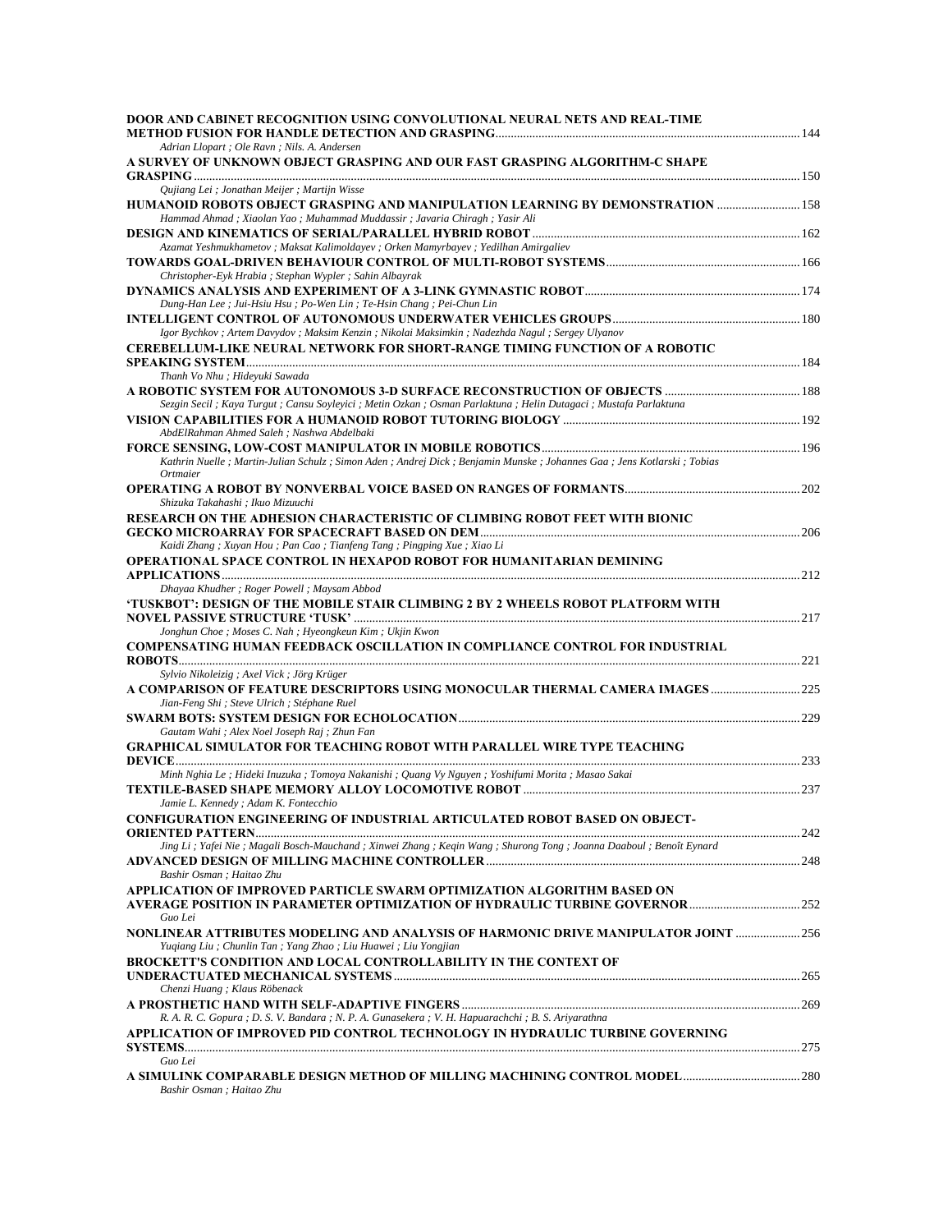**DOOR AND CABINET RECOGNITION USING CONVOLUTIONAL NEURAL NETS AND REAL-TIME METHOD FUSION FOR HANDLE DETECTION AND GRASPING** ........ 144
*Adrian Llopart ; Ole Ravn ; Nils. A. Andersen*

**A SURVEY OF UNKNOWN OBJECT GRASPING AND OUR FAST GRASPING ALGORITHM-C SHAPE GRASPING** ........ 150
*Qujiang Lei ; Jonathan Meijer ; Martijn Wisse*

**HUMANOID ROBOTS OBJECT GRASPING AND MANIPULATION LEARNING BY DEMONSTRATION** ........ 158
*Hammad Ahmad ; Xiaolan Yao ; Muhammad Muddassir ; Javaria Chiragh ; Yasir Ali*

**DESIGN AND KINEMATICS OF SERIAL/PARALLEL HYBRID ROBOT** ........ 162
*Azamat Yeshmukhametov ; Maksat Kalimoldayev ; Orken Mamyrbayev ; Yedilhan Amirgaliev*

**TOWARDS GOAL-DRIVEN BEHAVIOUR CONTROL OF MULTI-ROBOT SYSTEMS** ........ 166
*Christopher-Eyk Hrabia ; Stephan Wypler ; Sahin Albayrak*

**DYNAMICS ANALYSIS AND EXPERIMENT OF A 3-LINK GYMNASTIC ROBOT** ........ 174
*Dung-Han Lee ; Jui-Hsiu Hsu ; Po-Wen Lin ; Te-Hsin Chang ; Pei-Chun Lin*

**INTELLIGENT CONTROL OF AUTONOMOUS UNDERWATER VEHICLES GROUPS** ........ 180
*Igor Bychkov ; Artem Davydov ; Maksim Kenzin ; Nikolai Maksimkin ; Nadezhda Nagul ; Sergey Ulyanov*

**CEREBELLUM-LIKE NEURAL NETWORK FOR SHORT-RANGE TIMING FUNCTION OF A ROBOTIC SPEAKING SYSTEM** ........ 184
*Thanh Vo Nhu ; Hideyuki Sawada*

**A ROBOTIC SYSTEM FOR AUTONOMOUS 3-D SURFACE RECONSTRUCTION OF OBJECTS** ........ 188
*Sezgin Secil ; Kaya Turgut ; Cansu Soyleyici ; Metin Ozkan ; Osman Parlaktuna ; Helin Dutagaci ; Mustafa Parlaktuna*

**VISION CAPABILITIES FOR A HUMANOID ROBOT TUTORING BIOLOGY** ........ 192
*AbdElRahman Ahmed Saleh ; Nashwa Abdelbaki*

**FORCE SENSING, LOW-COST MANIPULATOR IN MOBILE ROBOTICS** ........ 196
*Kathrin Nuelle ; Martin-Julian Schulz ; Simon Aden ; Andrej Dick ; Benjamin Munske ; Johannes Gaa ; Jens Kotlarski ; Tobias Ortmaier*

**OPERATING A ROBOT BY NONVERBAL VOICE BASED ON RANGES OF FORMANTS** ........ 202
*Shizuka Takahashi ; Ikuo Mizuuchi*

**RESEARCH ON THE ADHESION CHARACTERISTIC OF CLIMBING ROBOT FEET WITH BIONIC GECKO MICROARRAY FOR SPACECRAFT BASED ON DEM** ........ 206
*Kaidi Zhang ; Xuyan Hou ; Pan Cao ; Tianfeng Tang ; Pingping Xue ; Xiao Li*

**OPERATIONAL SPACE CONTROL IN HEXAPOD ROBOT FOR HUMANITARIAN DEMINING APPLICATIONS** ........ 212
*Dhayaa Khudher ; Roger Powell ; Maysam Abbod*

**'TUSKBOT': DESIGN OF THE MOBILE STAIR CLIMBING 2 BY 2 WHEELS ROBOT PLATFORM WITH NOVEL PASSIVE STRUCTURE 'TUSK'** ........ 217
*Jonghun Choe ; Moses C. Nah ; Hyeongkeun Kim ; Ukjin Kwon*

**COMPENSATING HUMAN FEEDBACK OSCILLATION IN COMPLIANCE CONTROL FOR INDUSTRIAL ROBOTS** ........ 221
*Sylvio Nikoleizig ; Axel Vick ; Jörg Krüger*

**A COMPARISON OF FEATURE DESCRIPTORS USING MONOCULAR THERMAL CAMERA IMAGES** ........ 225
*Jian-Feng Shi ; Steve Ulrich ; Stéphane Ruel*

**SWARM BOTS: SYSTEM DESIGN FOR ECHOLOCATION** ........ 229
*Gautam Wahi ; Alex Noel Joseph Raj ; Zhun Fan*

**GRAPHICAL SIMULATOR FOR TEACHING ROBOT WITH PARALLEL WIRE TYPE TEACHING DEVICE** ........ 233
*Minh Nghia Le ; Hideki Inuzuka ; Tomoya Nakanishi ; Quang Vy Nguyen ; Yoshifumi Morita ; Masao Sakai*

**TEXTILE-BASED SHAPE MEMORY ALLOY LOCOMOTIVE ROBOT** ........ 237
*Jamie L. Kennedy ; Adam K. Fontecchio*

**CONFIGURATION ENGINEERING OF INDUSTRIAL ARTICULATED ROBOT BASED ON OBJECT-ORIENTED PATTERN** ........ 242
*Jing Li ; Yafei Nie ; Magali Bosch-Mauchand ; Xinwei Zhang ; Keqin Wang ; Shurong Tong ; Joanna Daaboul ; Benoît Eynard*

**ADVANCED DESIGN OF MILLING MACHINE CONTROLLER** ........ 248
*Bashir Osman ; Haitao Zhu*

**APPLICATION OF IMPROVED PARTICLE SWARM OPTIMIZATION ALGORITHM BASED ON AVERAGE POSITION IN PARAMETER OPTIMIZATION OF HYDRAULIC TURBINE GOVERNOR** ........ 252
*Guo Lei*

**NONLINEAR ATTRIBUTES MODELING AND ANALYSIS OF HARMONIC DRIVE MANIPULATOR JOINT** ........ 256
*Yuqiang Liu ; Chunlin Tan ; Yang Zhao ; Liu Huawei ; Liu Yongjian*

**BROCKETT'S CONDITION AND LOCAL CONTROLLABILITY IN THE CONTEXT OF UNDERACTUATED MECHANICAL SYSTEMS** ........ 265
*Chenzi Huang ; Klaus Röbenack*

**A PROSTHETIC HAND WITH SELF-ADAPTIVE FINGERS** ........ 269
*R. A. R. C. Gopura ; D. S. V. Bandara ; N. P. A. Gunasekera ; V. H. Hapuarachchi ; B. S. Ariyarathna*

**APPLICATION OF IMPROVED PID CONTROL TECHNOLOGY IN HYDRAULIC TURBINE GOVERNING SYSTEMS** ........ 275
*Guo Lei*

**A SIMULINK COMPARABLE DESIGN METHOD OF MILLING MACHINING CONTROL MODEL** ........ 280
*Bashir Osman ; Haitao Zhu*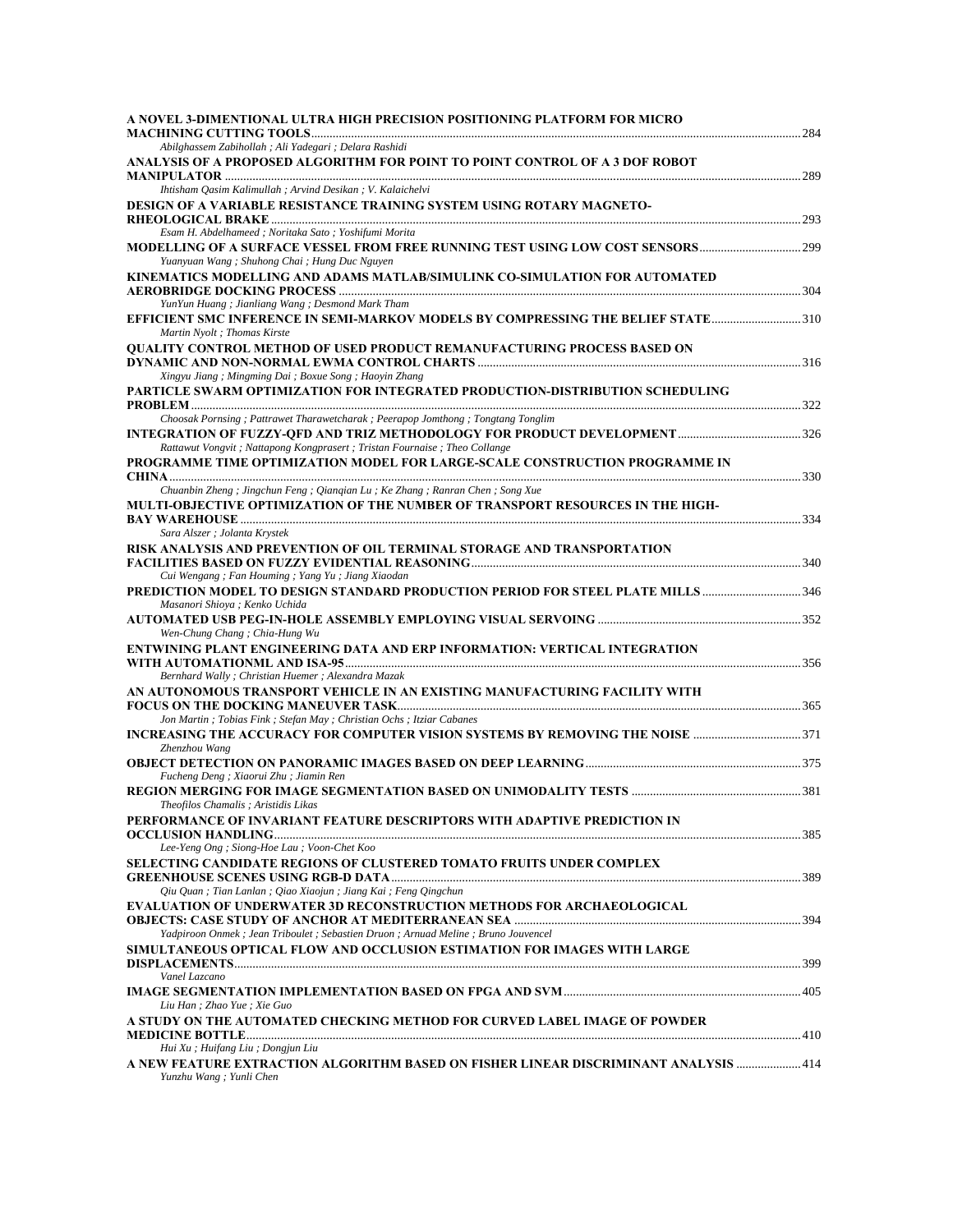**A NOVEL 3-DIMENTIONAL ULTRA HIGH PRECISION POSITIONING PLATFORM FOR MICRO MACHINING CUTTING TOOLS** ........ 284
*Abilghassem Zabihollah ; Ali Yadegari ; Delara Rashidi*

**ANALYSIS OF A PROPOSED ALGORITHM FOR POINT TO POINT CONTROL OF A 3 DOF ROBOT MANIPULATOR** ........ 289
*Ihtisham Qasim Kalimullah ; Arvind Desikan ; V. Kalaichelvi*

**DESIGN OF A VARIABLE RESISTANCE TRAINING SYSTEM USING ROTARY MAGNETO-RHEOLOGICAL BRAKE** ........ 293
*Esam H. Abdelhameed ; Noritaka Sato ; Yoshifumi Morita*

**MODELLING OF A SURFACE VESSEL FROM FREE RUNNING TEST USING LOW COST SENSORS** ........ 299
*Yuanyuan Wang ; Shuhong Chai ; Hung Duc Nguyen*

**KINEMATICS MODELLING AND ADAMS MATLAB/SIMULINK CO-SIMULATION FOR AUTOMATED AEROBRIDGE DOCKING PROCESS** ........ 304
*YunYun Huang ; Jianliang Wang ; Desmond Mark Tham*

**EFFICIENT SMC INFERENCE IN SEMI-MARKOV MODELS BY COMPRESSING THE BELIEF STATE** ........ 310
*Martin Nyolt ; Thomas Kirste*

**QUALITY CONTROL METHOD OF USED PRODUCT REMANUFACTURING PROCESS BASED ON DYNAMIC AND NON-NORMAL EWMA CONTROL CHARTS** ........ 316
*Xingyu Jiang ; Mingming Dai ; Boxue Song ; Haoyin Zhang*

**PARTICLE SWARM OPTIMIZATION FOR INTEGRATED PRODUCTION-DISTRIBUTION SCHEDULING PROBLEM** ........ 322
*Choosak Pornsing ; Pattrawet Tharawetcharak ; Peerapop Jomthong ; Tongtang Tonglim*

**INTEGRATION OF FUZZY-QFD AND TRIZ METHODOLOGY FOR PRODUCT DEVELOPMENT** ........ 326
*Rattawut Vongvit ; Nattapong Kongprasert ; Tristan Fournaise ; Theo Collange*

**PROGRAMME TIME OPTIMIZATION MODEL FOR LARGE-SCALE CONSTRUCTION PROGRAMME IN CHINA** ........ 330
*Chuanbin Zheng ; Jingchun Feng ; Qianqian Lu ; Ke Zhang ; Ranran Chen ; Song Xue*

**MULTI-OBJECTIVE OPTIMIZATION OF THE NUMBER OF TRANSPORT RESOURCES IN THE HIGH-BAY WAREHOUSE** ........ 334
*Sara Alszer ; Jolanta Krystek*

**RISK ANALYSIS AND PREVENTION OF OIL TERMINAL STORAGE AND TRANSPORTATION FACILITIES BASED ON FUZZY EVIDENTIAL REASONING** ........ 340
*Cui Wengang ; Fan Houming ; Yang Yu ; Jiang Xiaodan*

**PREDICTION MODEL TO DESIGN STANDARD PRODUCTION PERIOD FOR STEEL PLATE MILLS** ........ 346
*Masanori Shioya ; Kenko Uchida*

**AUTOMATED USB PEG-IN-HOLE ASSEMBLY EMPLOYING VISUAL SERVOING** ........ 352
*Wen-Chung Chang ; Chia-Hung Wu*

**ENTWINING PLANT ENGINEERING DATA AND ERP INFORMATION: VERTICAL INTEGRATION WITH AUTOMATIONML AND ISA-95** ........ 356
*Bernhard Wally ; Christian Huemer ; Alexandra Mazak*

**AN AUTONOMOUS TRANSPORT VEHICLE IN AN EXISTING MANUFACTURING FACILITY WITH FOCUS ON THE DOCKING MANEUVER TASK** ........ 365
*Jon Martin ; Tobias Fink ; Stefan May ; Christian Ochs ; Itziar Cabanes*

**INCREASING THE ACCURACY FOR COMPUTER VISION SYSTEMS BY REMOVING THE NOISE** ........ 371
*Zhenzhou Wang*

**OBJECT DETECTION ON PANORAMIC IMAGES BASED ON DEEP LEARNING** ........ 375
*Fucheng Deng ; Xiaorui Zhu ; Jiamin Ren*

**REGION MERGING FOR IMAGE SEGMENTATION BASED ON UNIMODALITY TESTS** ........ 381
*Theofilos Chamalis ; Aristidis Likas*

**PERFORMANCE OF INVARIANT FEATURE DESCRIPTORS WITH ADAPTIVE PREDICTION IN OCCLUSION HANDLING** ........ 385
*Lee-Yeng Ong ; Siong-Hoe Lau ; Voon-Chet Koo*

**SELECTING CANDIDATE REGIONS OF CLUSTERED TOMATO FRUITS UNDER COMPLEX GREENHOUSE SCENES USING RGB-D DATA** ........ 389
*Qiu Quan ; Tian Lanlan ; Qiao Xiaojun ; Jiang Kai ; Feng Qingchun*

**EVALUATION OF UNDERWATER 3D RECONSTRUCTION METHODS FOR ARCHAEOLOGICAL OBJECTS: CASE STUDY OF ANCHOR AT MEDITERRANEAN SEA** ........ 394
*Yadpiroon Onmek ; Jean Triboulet ; Sebastien Druon ; Arnuad Meline ; Bruno Jouvencel*

**SIMULTANEOUS OPTICAL FLOW AND OCCLUSION ESTIMATION FOR IMAGES WITH LARGE DISPLACEMENTS** ........ 399
*Vanel Lazcano*

**IMAGE SEGMENTATION IMPLEMENTATION BASED ON FPGA AND SVM** ........ 405
*Liu Han ; Zhao Yue ; Xie Guo*

**A STUDY ON THE AUTOMATED CHECKING METHOD FOR CURVED LABEL IMAGE OF POWDER MEDICINE BOTTLE** ........ 410
*Hui Xu ; Huifang Liu ; Dongjun Liu*

**A NEW FEATURE EXTRACTION ALGORITHM BASED ON FISHER LINEAR DISCRIMINANT ANALYSIS** ........ 414
*Yunzhu Wang ; Yunli Chen*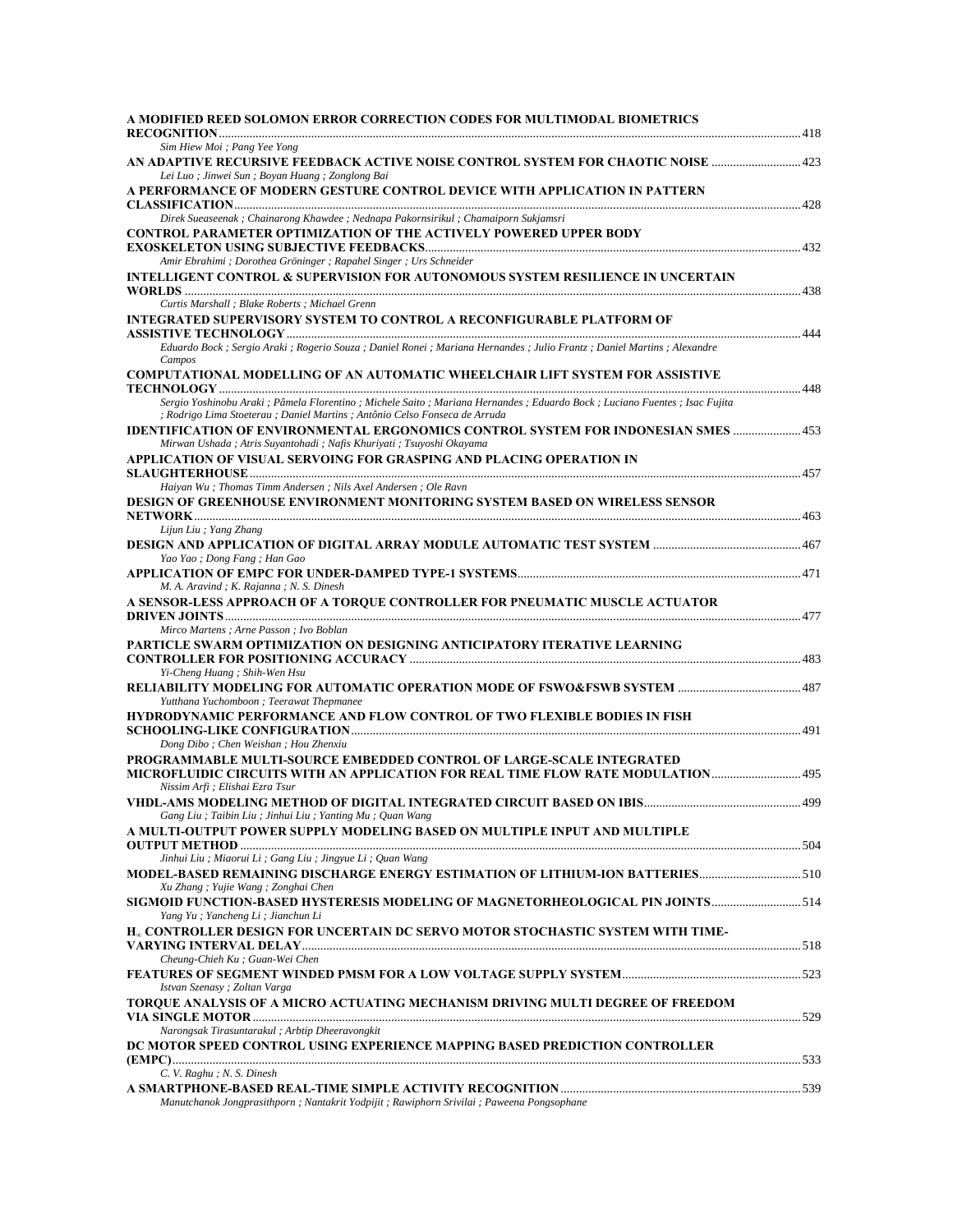**A MODIFIED REED SOLOMON ERROR CORRECTION CODES FOR MULTIMODAL BIOMETRICS RECOGNITION** ........ 418
*Sim Hiew Moi ; Pang Yee Yong*

**AN ADAPTIVE RECURSIVE FEEDBACK ACTIVE NOISE CONTROL SYSTEM FOR CHAOTIC NOISE** ........ 423
*Lei Luo ; Jinwei Sun ; Boyan Huang ; Zonglong Bai*

**A PERFORMANCE OF MODERN GESTURE CONTROL DEVICE WITH APPLICATION IN PATTERN CLASSIFICATION** ........ 428
*Direk Sueaseenak ; Chainarong Khawdee ; Nednapa Pakornsirikul ; Chamaiporn Sukjamsri*

**CONTROL PARAMETER OPTIMIZATION OF THE ACTIVELY POWERED UPPER BODY EXOSKELETON USING SUBJECTIVE FEEDBACKS** ........ 432
*Amir Ebrahimi ; Dorothea Gröninger ; Rapahel Singer ; Urs Schneider*

**INTELLIGENT CONTROL & SUPERVISION FOR AUTONOMOUS SYSTEM RESILIENCE IN UNCERTAIN WORLDS** ........ 438
*Curtis Marshall ; Blake Roberts ; Michael Grenn*

**INTEGRATED SUPERVISORY SYSTEM TO CONTROL A RECONFIGURABLE PLATFORM OF ASSISTIVE TECHNOLOGY** ........ 444
*Eduardo Bock ; Sergio Araki ; Rogerio Souza ; Daniel Ronei ; Mariana Hernandes ; Julio Frantz ; Daniel Martins ; Alexandre Campos*

**COMPUTATIONAL MODELLING OF AN AUTOMATIC WHEELCHAIR LIFT SYSTEM FOR ASSISTIVE TECHNOLOGY** ........ 448
*Sergio Yoshinobu Araki ; Pâmela Florentino ; Michele Saito ; Mariana Hernandes ; Eduardo Bock ; Luciano Fuentes ; Isac Fujita ; Rodrigo Lima Stoeterau ; Daniel Martins ; Antônio Celso Fonseca de Arruda*

**IDENTIFICATION OF ENVIRONMENTAL ERGONOMICS CONTROL SYSTEM FOR INDONESIAN SMES** ........ 453
*Mirwan Ushada ; Atris Suyantohadi ; Nafis Khuriyati ; Tsuyoshi Okayama*

**APPLICATION OF VISUAL SERVOING FOR GRASPING AND PLACING OPERATION IN SLAUGHTERHOUSE** ........ 457
*Haiyan Wu ; Thomas Timm Andersen ; Nils Axel Andersen ; Ole Ravn*

**DESIGN OF GREENHOUSE ENVIRONMENT MONITORING SYSTEM BASED ON WIRELESS SENSOR NETWORK** ........ 463
*Lijun Liu ; Yang Zhang*

**DESIGN AND APPLICATION OF DIGITAL ARRAY MODULE AUTOMATIC TEST SYSTEM** ........ 467
*Yao Yao ; Dong Fang ; Han Gao*

**APPLICATION OF EMPC FOR UNDER-DAMPED TYPE-1 SYSTEMS** ........ 471
*M. A. Aravind ; K. Rajanna ; N. S. Dinesh*

**A SENSOR-LESS APPROACH OF A TORQUE CONTROLLER FOR PNEUMATIC MUSCLE ACTUATOR DRIVEN JOINTS** ........ 477
*Mirco Martens ; Arne Passon ; Ivo Boblan*

**PARTICLE SWARM OPTIMIZATION ON DESIGNING ANTICIPATORY ITERATIVE LEARNING CONTROLLER FOR POSITIONING ACCURACY** ........ 483
*Yi-Cheng Huang ; Shih-Wen Hsu*

**RELIABILITY MODELING FOR AUTOMATIC OPERATION MODE OF FSWO&FSWB SYSTEM** ........ 487
*Yutthana Yuchomboon ; Teerawat Thepmanee*

**HYDRODYNAMIC PERFORMANCE AND FLOW CONTROL OF TWO FLEXIBLE BODIES IN FISH SCHOOLING-LIKE CONFIGURATION** ........ 491
*Dong Dibo ; Chen Weishan ; Hou Zhenxiu*

**PROGRAMMABLE MULTI-SOURCE EMBEDDED CONTROL OF LARGE-SCALE INTEGRATED MICROFLUIDIC CIRCUITS WITH AN APPLICATION FOR REAL TIME FLOW RATE MODULATION** ........ 495
*Nissim Arfi ; Elishai Ezra Tsur*

**VHDL-AMS MODELING METHOD OF DIGITAL INTEGRATED CIRCUIT BASED ON IBIS** ........ 499
*Gang Liu ; Taibin Liu ; Jinhui Liu ; Yanting Mu ; Quan Wang*

**A MULTI-OUTPUT POWER SUPPLY MODELING BASED ON MULTIPLE INPUT AND MULTIPLE OUTPUT METHOD** ........ 504
*Jinhui Liu ; Miaorui Li ; Gang Liu ; Jingyue Li ; Quan Wang*

**MODEL-BASED REMAINING DISCHARGE ENERGY ESTIMATION OF LITHIUM-ION BATTERIES** ........ 510
*Xu Zhang ; Yujie Wang ; Zonghai Chen*

**SIGMOID FUNCTION-BASED HYSTERESIS MODELING OF MAGNETORHEOLOGICAL PIN JOINTS** ........ 514
*Yang Yu ; Yancheng Li ; Jianchun Li*

**$H_\infty$ CONTROLLER DESIGN FOR UNCERTAIN DC SERVO MOTOR STOCHASTIC SYSTEM WITH TIME-VARYING INTERVAL DELAY** ........ 518
*Cheung-Chieh Ku ; Guan-Wei Chen*

**FEATURES OF SEGMENT WINDED PMSM FOR A LOW VOLTAGE SUPPLY SYSTEM** ........ 523
*Istvan Szenasy ; Zoltan Varga*

**TORQUE ANALYSIS OF A MICRO ACTUATING MECHANISM DRIVING MULTI DEGREE OF FREEDOM VIA SINGLE MOTOR** ........ 529
*Narongsak Tirasuntarakul ; Arbtip Dheeravongkit*

**DC MOTOR SPEED CONTROL USING EXPERIENCE MAPPING BASED PREDICTION CONTROLLER (EMPC)** ........ 533
*C. V. Raghu ; N. S. Dinesh*

**A SMARTPHONE-BASED REAL-TIME SIMPLE ACTIVITY RECOGNITION** ........ 539
*Manutchanok Jongprasithporn ; Nantakrit Yodpijit ; Rawiphorn Srivilai ; Paweena Pongsophane*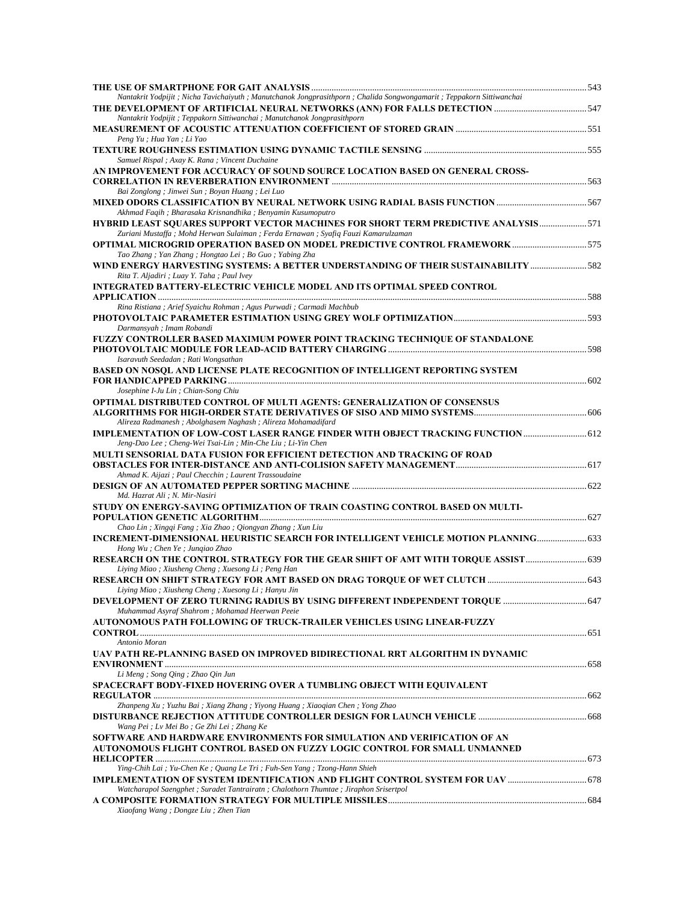**THE USE OF SMARTPHONE FOR GAIT ANALYSIS** ........ 543
*Nantakrit Yodpijit ; Nicha Tavichaiyuth ; Manutchanok Jongprasithporn ; Chalida Songwongamarit ; Teppakorn Sittiwanchai*

**THE DEVELOPMENT OF ARTIFICIAL NEURAL NETWORKS (ANN) FOR FALLS DETECTION** ........ 547
*Nantakrit Yodpijit ; Teppakorn Sittiwanchai ; Manutchanok Jongprasithporn*

**MEASUREMENT OF ACOUSTIC ATTENUATION COEFFICIENT OF STORED GRAIN** ........ 551
*Peng Yu ; Hua Yan ; Li Yao*

**TEXTURE ROUGHNESS ESTIMATION USING DYNAMIC TACTILE SENSING** ........ 555
*Samuel Rispal ; Axay K. Rana ; Vincent Duchaine*

**AN IMPROVEMENT FOR ACCURACY OF SOUND SOURCE LOCATION BASED ON GENERAL CROSS-CORRELATION IN REVERBERATION ENVIRONMENT** ........ 563
*Bai Zonglong ; Jinwei Sun ; Boyan Huang ; Lei Luo*

**MIXED ODORS CLASSIFICATION BY NEURAL NETWORK USING RADIAL BASIS FUNCTION** ........ 567
*Akhmad Faqih ; Bharasaka Krisnandhika ; Benyamin Kusumoputro*

**HYBRID LEAST SQUARES SUPPORT VECTOR MACHINES FOR SHORT TERM PREDICTIVE ANALYSIS** ........ 571
*Zuriani Mustaffa ; Mohd Herwan Sulaiman ; Ferda Ernawan ; Syafiq Fauzi Kamarulzaman*

**OPTIMAL MICROGRID OPERATION BASED ON MODEL PREDICTIVE CONTROL FRAMEWORK** ........ 575
*Tao Zhang ; Yan Zhang ; Hongtao Lei ; Bo Guo ; Yabing Zha*

**WIND ENERGY HARVESTING SYSTEMS: A BETTER UNDERSTANDING OF THEIR SUSTAINABILITY** ........ 582
*Rita T. Aljadiri ; Luay Y. Taha ; Paul Ivey*

**INTEGRATED BATTERY-ELECTRIC VEHICLE MODEL AND ITS OPTIMAL SPEED CONTROL APPLICATION** ........ 588
*Rina Ristiana ; Arief Syaichu Rohman ; Agus Purwadi ; Carmadi Machbub*

**PHOTOVOLTAIC PARAMETER ESTIMATION USING GREY WOLF OPTIMIZATION** ........ 593
*Darmansyah ; Imam Robandi*

**FUZZY CONTROLLER BASED MAXIMUM POWER POINT TRACKING TECHNIQUE OF STANDALONE PHOTOVOLTAIC MODULE FOR LEAD-ACID BATTERY CHARGING** ........ 598
*Isaravuth Seedadan ; Rati Wongsathan*

**BASED ON NOSQL AND LICENSE PLATE RECOGNITION OF INTELLIGENT REPORTING SYSTEM FOR HANDICAPPED PARKING** ........ 602
*Josephine I-Ju Lin ; Chian-Song Chiu*

**OPTIMAL DISTRIBUTED CONTROL OF MULTI AGENTS: GENERALIZATION OF CONSENSUS ALGORITHMS FOR HIGH-ORDER STATE DERIVATIVES OF SISO AND MIMO SYSTEMS** ........ 606
*Alireza Radmanesh ; Abolghasem Naghash ; Alireza Mohamadifard*

**IMPLEMENTATION OF LOW-COST LASER RANGE FINDER WITH OBJECT TRACKING FUNCTION** ........ 612
*Jeng-Dao Lee ; Cheng-Wei Tsai-Lin ; Min-Che Liu ; Li-Yin Chen*

**MULTI SENSORIAL DATA FUSION FOR EFFICIENT DETECTION AND TRACKING OF ROAD OBSTACLES FOR INTER-DISTANCE AND ANTI-COLISION SAFETY MANAGEMENT** ........ 617
*Ahmad K. Aijazi ; Paul Checchin ; Laurent Trassoudaine*

**DESIGN OF AN AUTOMATED PEPPER SORTING MACHINE** ........ 622
*Md. Hazrat Ali ; N. Mir-Nasiri*

**STUDY ON ENERGY-SAVING OPTIMIZATION OF TRAIN COASTING CONTROL BASED ON MULTI-POPULATION GENETIC ALGORITHM** ........ 627
*Chao Lin ; Xingqi Fang ; Xia Zhao ; Qiongyan Zhang ; Xun Liu*

**INCREMENT-DIMENSIONAL HEURISTIC SEARCH FOR INTELLIGENT VEHICLE MOTION PLANNING** ........ 633
*Hong Wu ; Chen Ye ; Junqiao Zhao*

**RESEARCH ON THE CONTROL STRATEGY FOR THE GEAR SHIFT OF AMT WITH TORQUE ASSIST** ........ 639
*Liying Miao ; Xiusheng Cheng ; Xuesong Li ; Peng Han*

**RESEARCH ON SHIFT STRATEGY FOR AMT BASED ON DRAG TORQUE OF WET CLUTCH** ........ 643
*Liying Miao ; Xiusheng Cheng ; Xuesong Li ; Hanyu Jin*

**DEVELOPMENT OF ZERO TURNING RADIUS BY USING DIFFERENT INDEPENDENT TORQUE** ........ 647
*Muhammad Asyraf Shahrom ; Mohamad Heerwan Peeie*

**AUTONOMOUS PATH FOLLOWING OF TRUCK-TRAILER VEHICLES USING LINEAR-FUZZY CONTROL** ........ 651
*Antonio Moran*

**UAV PATH RE-PLANNING BASED ON IMPROVED BIDIRECTIONAL RRT ALGORITHM IN DYNAMIC ENVIRONMENT** ........ 658
*Li Meng ; Song Qing ; Zhao Qin Jun*

**SPACECRAFT BODY-FIXED HOVERING OVER A TUMBLING OBJECT WITH EQUIVALENT REGULATOR** ........ 662
*Zhanpeng Xu ; Yuzhu Bai ; Xiang Zhang ; Yiyong Huang ; Xiaoqian Chen ; Yong Zhao*

**DISTURBANCE REJECTION ATTITUDE CONTROLLER DESIGN FOR LAUNCH VEHICLE** ........ 668
*Wang Pei ; Lv Mei Bo ; Ge Zhi Lei ; Zhang Ke*

**SOFTWARE AND HARDWARE ENVIRONMENTS FOR SIMULATION AND VERIFICATION OF AN AUTONOMOUS FLIGHT CONTROL BASED ON FUZZY LOGIC CONTROL FOR SMALL UNMANNED HELICOPTER** ........ 673
*Ying-Chih Lai ; Yu-Chen Ke ; Quang Le Tri ; Fuh-Sen Yang ; Tzong-Hann Shieh*

**IMPLEMENTATION OF SYSTEM IDENTIFICATION AND FLIGHT CONTROL SYSTEM FOR UAV** ........ 678
*Watcharapol Saengphet ; Suradet Tantrairatn ; Chalothorn Thumtae ; Jiraphon Srisertpol*

**A COMPOSITE FORMATION STRATEGY FOR MULTIPLE MISSILES** ........ 684
*Xiaofang Wang ; Dongze Liu ; Zhen Tian*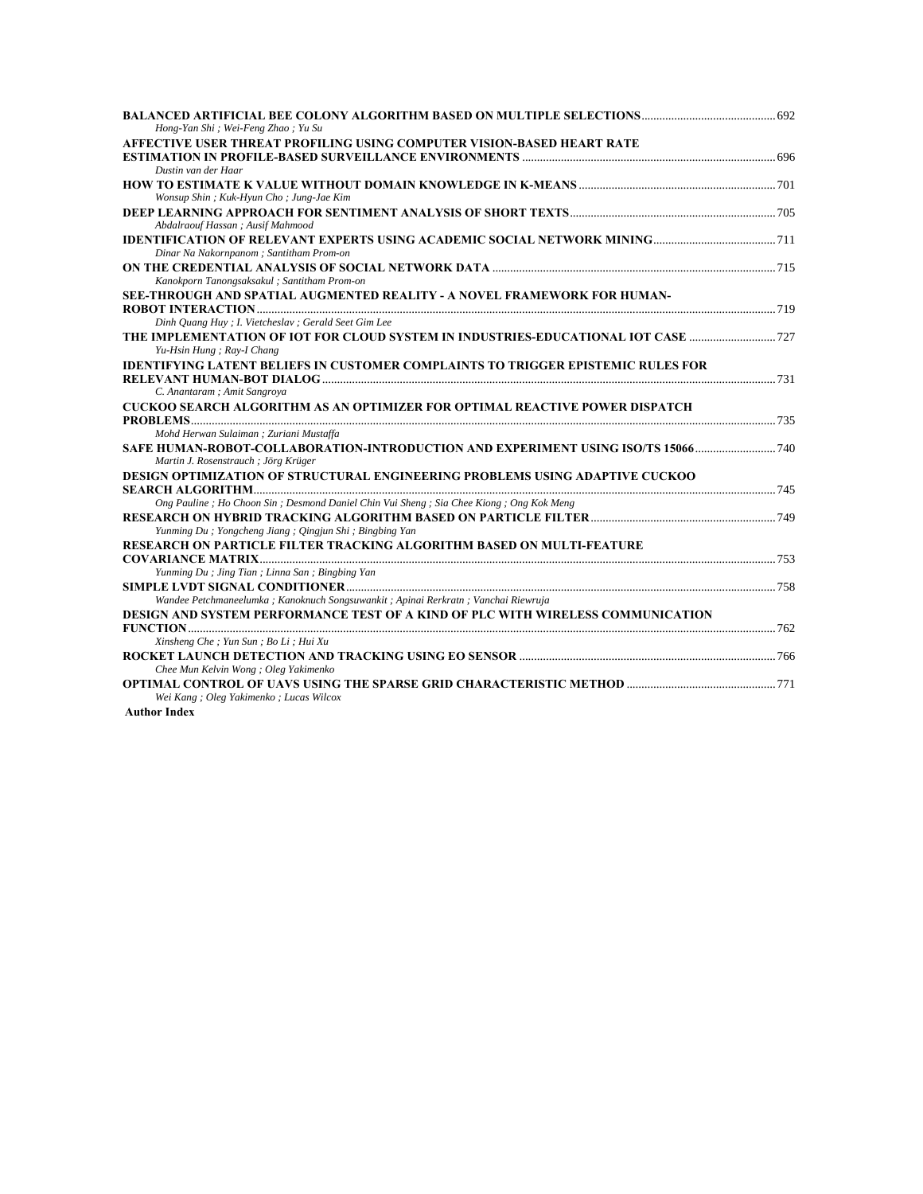**BALANCED ARTIFICIAL BEE COLONY ALGORITHM BASED ON MULTIPLE SELECTIONS** ............ 692
*Hong-Yan Shi ; Wei-Feng Zhao ; Yu Su*

**AFFECTIVE USER THREAT PROFILING USING COMPUTER VISION-BASED HEART RATE ESTIMATION IN PROFILE-BASED SURVEILLANCE ENVIRONMENTS** ............ 696
*Dustin van der Haar*

**HOW TO ESTIMATE K VALUE WITHOUT DOMAIN KNOWLEDGE IN K-MEANS** ............ 701
*Wonsup Shin ; Kuk-Hyun Cho ; Jung-Jae Kim*

**DEEP LEARNING APPROACH FOR SENTIMENT ANALYSIS OF SHORT TEXTS** ............ 705
*Abdalraouf Hassan ; Ausif Mahmood*

**IDENTIFICATION OF RELEVANT EXPERTS USING ACADEMIC SOCIAL NETWORK MINING** ............ 711
*Dinar Na Nakornpanom ; Santitham Prom-on*

**ON THE CREDENTIAL ANALYSIS OF SOCIAL NETWORK DATA** ............ 715
*Kanokporn Tanongsaksakul ; Santitham Prom-on*

**SEE-THROUGH AND SPATIAL AUGMENTED REALITY - A NOVEL FRAMEWORK FOR HUMAN-ROBOT INTERACTION** ............ 719
*Dinh Quang Huy ; I. Vietcheslav ; Gerald Seet Gim Lee*

**THE IMPLEMENTATION OF IOT FOR CLOUD SYSTEM IN INDUSTRIES-EDUCATIONAL IOT CASE** ............ 727
*Yu-Hsin Hung ; Ray-I Chang*

**IDENTIFYING LATENT BELIEFS IN CUSTOMER COMPLAINTS TO TRIGGER EPISTEMIC RULES FOR RELEVANT HUMAN-BOT DIALOG** ............ 731
*C. Anantaram ; Amit Sangroya*

**CUCKOO SEARCH ALGORITHM AS AN OPTIMIZER FOR OPTIMAL REACTIVE POWER DISPATCH PROBLEMS** ............ 735
*Mohd Herwan Sulaiman ; Zuriani Mustaffa*

**SAFE HUMAN-ROBOT-COLLABORATION-INTRODUCTION AND EXPERIMENT USING ISO/TS 15066** ............ 740
*Martin J. Rosenstrauch ; Jörg Krüger*

**DESIGN OPTIMIZATION OF STRUCTURAL ENGINEERING PROBLEMS USING ADAPTIVE CUCKOO SEARCH ALGORITHM** ............ 745
*Ong Pauline ; Ho Choon Sin ; Desmond Daniel Chin Vui Sheng ; Sia Chee Kiong ; Ong Kok Meng*

**RESEARCH ON HYBRID TRACKING ALGORITHM BASED ON PARTICLE FILTER** ............ 749
*Yunming Du ; Yongcheng Jiang ; Qingjun Shi ; Bingbing Yan*

**RESEARCH ON PARTICLE FILTER TRACKING ALGORITHM BASED ON MULTI-FEATURE COVARIANCE MATRIX** ............ 753
*Yunming Du ; Jing Tian ; Linna San ; Bingbing Yan*

**SIMPLE LVDT SIGNAL CONDITIONER** ............ 758
*Wandee Petchmaneelumka ; Kanoknuch Songsuwankit ; Apinai Rerkratn ; Vanchai Riewruja*

**DESIGN AND SYSTEM PERFORMANCE TEST OF A KIND OF PLC WITH WIRELESS COMMUNICATION FUNCTION** ............ 762
*Xinsheng Che ; Yun Sun ; Bo Li ; Hui Xu*

**ROCKET LAUNCH DETECTION AND TRACKING USING EO SENSOR** ............ 766
*Chee Mun Kelvin Wong ; Oleg Yakimenko*

**OPTIMAL CONTROL OF UAVS USING THE SPARSE GRID CHARACTERISTIC METHOD** ............ 771
*Wei Kang ; Oleg Yakimenko ; Lucas Wilcox*

**Author Index**